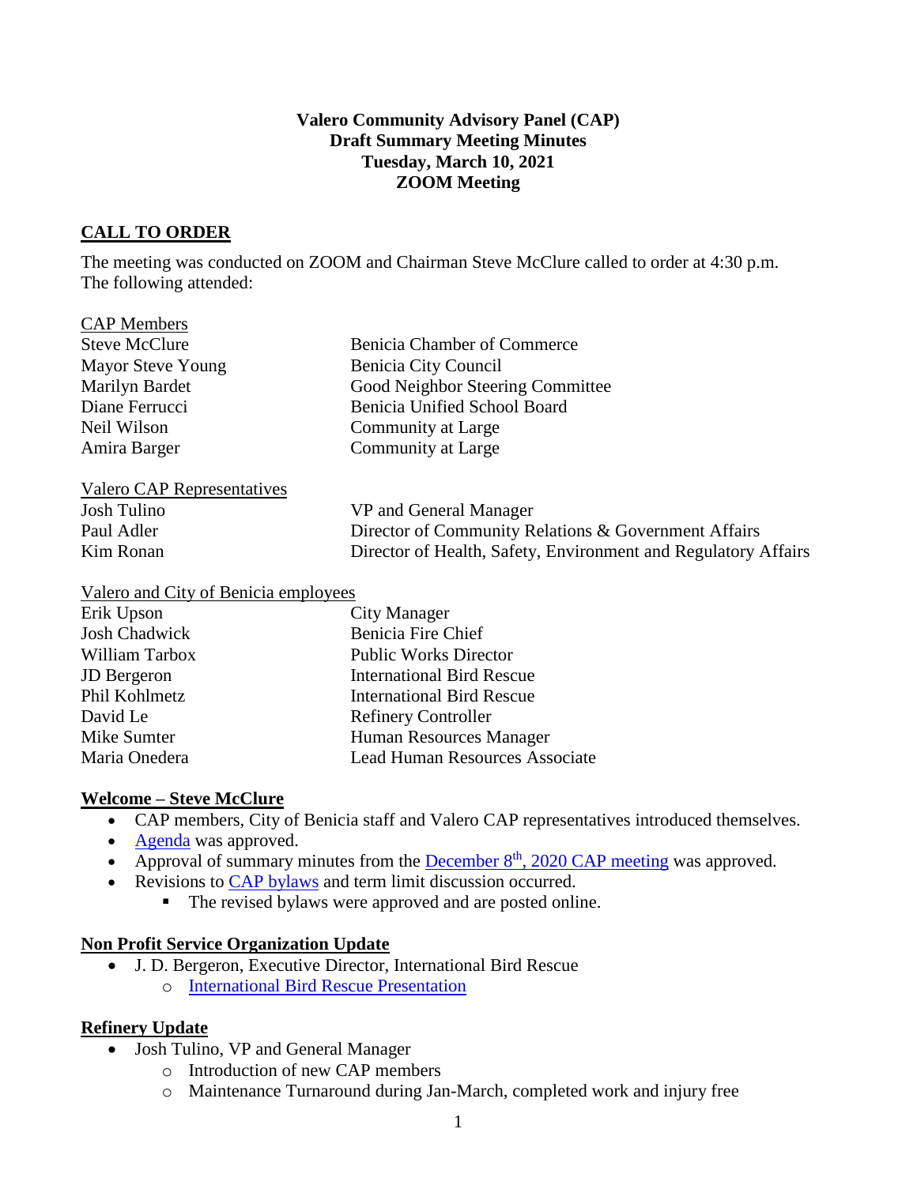**Valero Community Advisory Panel (CAP)**
**Draft Summary Meeting Minutes**
**Tuesday, March 10, 2021**
**ZOOM Meeting**

## CALL TO ORDER

The meeting was conducted on ZOOM and Chairman Steve McClure called to order at 4:30 p.m. The following attended:

CAP Members

| | |
|---|---|
| Steve McClure | Benicia Chamber of Commerce |
| Mayor Steve Young | Benicia City Council |
| Marilyn Bardet | Good Neighbor Steering Committee |
| Diane Ferrucci | Benicia Unified School Board |
| Neil Wilson | Community at Large |
| Amira Barger | Community at Large |

Valero CAP Representatives

| | |
|---|---|
| Josh Tulino | VP and General Manager |
| Paul Adler | Director of Community Relations & Government Affairs |
| Kim Ronan | Director of Health, Safety, Environment and Regulatory Affairs |

Valero and City of Benicia employees

| | |
|---|---|
| Erik Upson | City Manager |
| Josh Chadwick | Benicia Fire Chief |
| William Tarbox | Public Works Director |
| JD Bergeron | International Bird Rescue |
| Phil Kohlmetz | International Bird Rescue |
| David Le | Refinery Controller |
| Mike Sumter | Human Resources Manager |
| Maria Onedera | Lead Human Resources Associate |

## Welcome – Steve McClure

- CAP members, City of Benicia staff and Valero CAP representatives introduced themselves.
- Agenda was approved.
- Approval of summary minutes from the December 8th, 2020 CAP meeting was approved.
- Revisions to CAP bylaws and term limit discussion occurred.
  - The revised bylaws were approved and are posted online.

## Non Profit Service Organization Update

- J. D. Bergeron, Executive Director, International Bird Rescue
  - International Bird Rescue Presentation

## Refinery Update

- Josh Tulino, VP and General Manager
  - Introduction of new CAP members
  - Maintenance Turnaround during Jan-March, completed work and injury free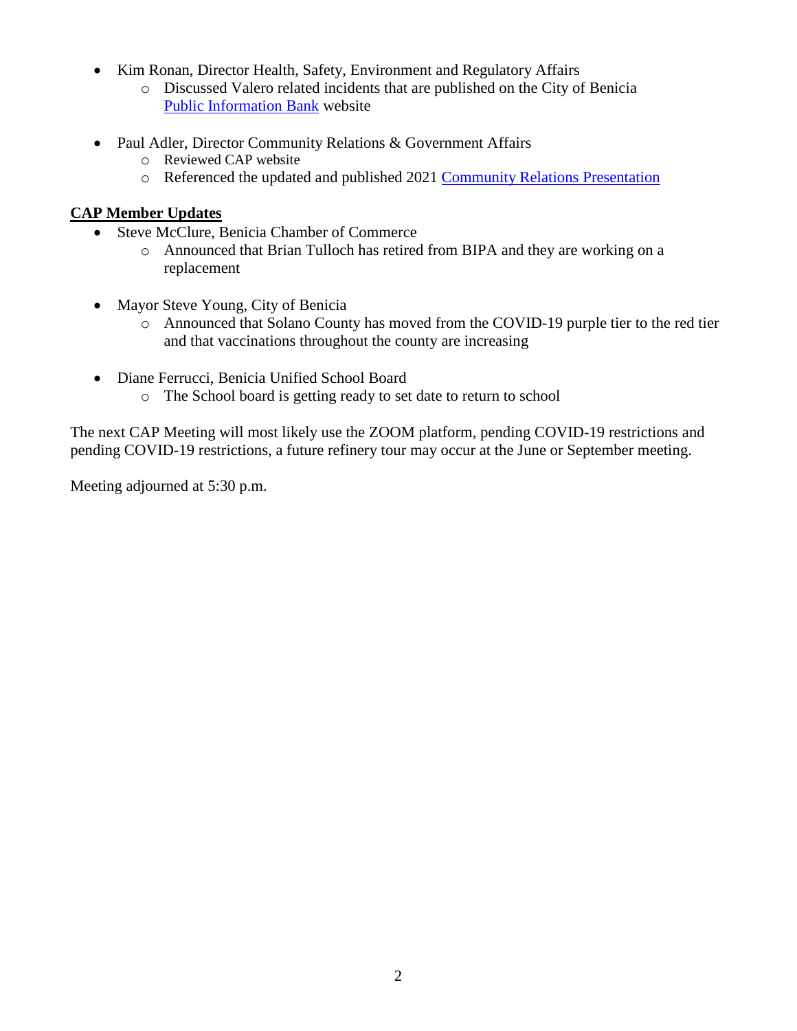- Kim Ronan, Director Health, Safety, Environment and Regulatory Affairs
  - Discussed Valero related incidents that are published on the City of Benicia Public Information Bank website

- Paul Adler, Director Community Relations & Government Affairs
  - Reviewed CAP website
  - Referenced the updated and published 2021 Community Relations Presentation

**CAP Member Updates**

- Steve McClure, Benicia Chamber of Commerce
  - Announced that Brian Tulloch has retired from BIPA and they are working on a replacement

- Mayor Steve Young, City of Benicia
  - Announced that Solano County has moved from the COVID-19 purple tier to the red tier and that vaccinations throughout the county are increasing

- Diane Ferrucci, Benicia Unified School Board
  - The School board is getting ready to set date to return to school

The next CAP Meeting will most likely use the ZOOM platform, pending COVID-19 restrictions and pending COVID-19 restrictions, a future refinery tour may occur at the June or September meeting.

Meeting adjourned at 5:30 p.m.